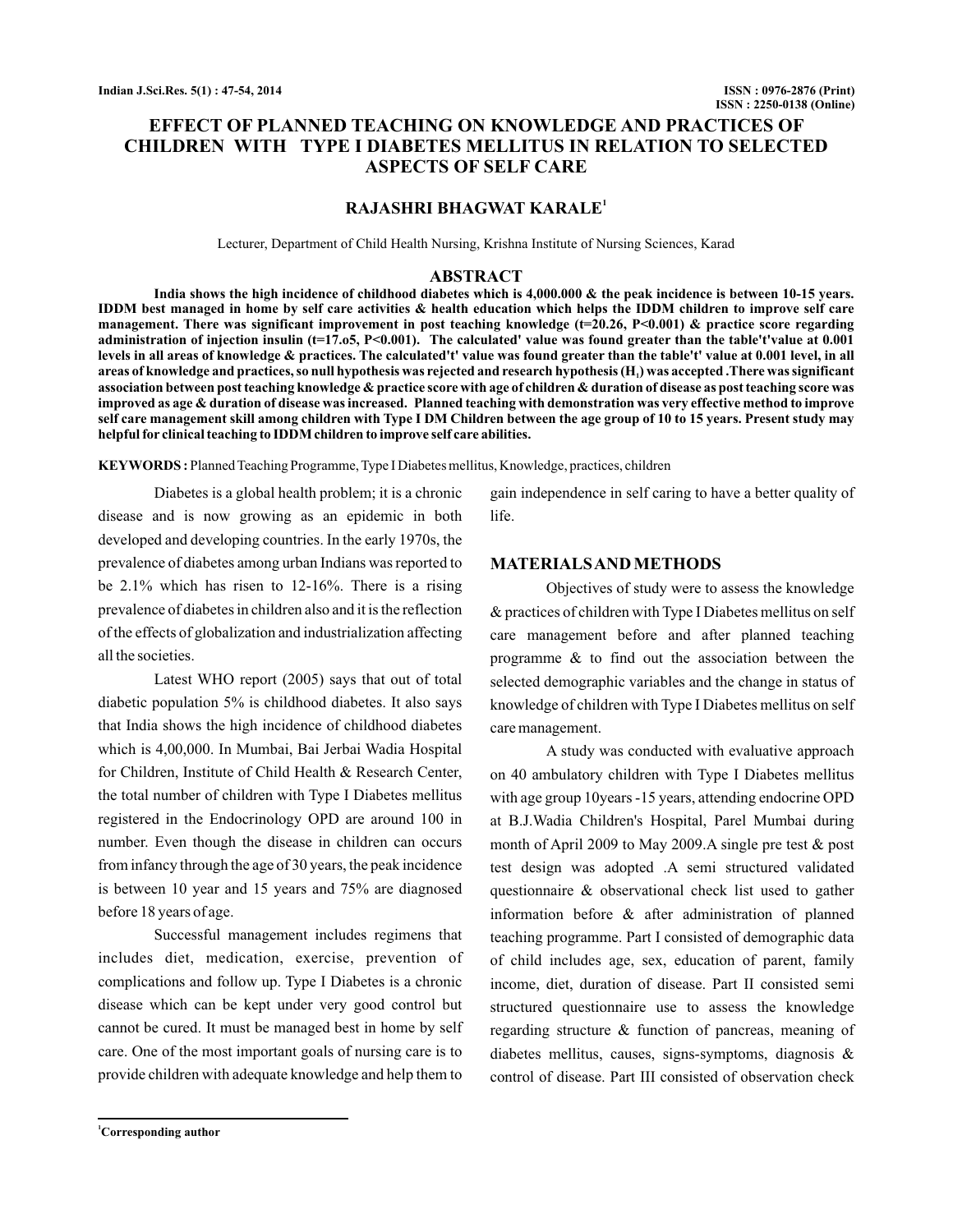# EFFECT OF PLANNED TEACHING ON KNOWLEDGE AND PRACTICES OF CHILDREN WITH TYPE I DIABETES MELLITUS IN RELATION TO SELECTED ASPECTS OF SELF CARE

## RAJASHRI BHAGWAT KARALE[1]

Lecturer, Department of Child Health Nursing, Krishna Institute of Nursing Sciences, Karad

## ABSTRACT

**India shows the high incidence of childhood diabetes which is 4,000.000 & the peak incidence is between 10-15 years. IDDM best managed in home by self care activities & health education which helps the IDDM children to improve self care management. There was significant improvement in post teaching knowledge (t=20.26, P<0.001) & practice score regarding administration of injection insulin (t=17.o5, P<0.001). The calculated' value was found greater than the table't'value at 0.001 levels in all areas of knowledge & practices. The calculated't' value was found greater than the table't' value at 0.001 level, in all areas of knowledge and practices, so null hypothesis was rejected and research hypothesis ($H_1$) was accepted .There was significant association between post teaching knowledge & practice score with age of children & duration of disease as post teaching score was improved as age & duration of disease was increased. Planned teaching with demonstration was very effective method to improve self care management skill among children with Type I DM Children between the age group of 10 to 15 years. Present study may helpful for clinical teaching to IDDM children to improve self care abilities.**

**KEYWORDS :** Planned Teaching Programme, Type I Diabetes mellitus, Knowledge, practices, children

Diabetes is a global health problem; it is a chronic disease and is now growing as an epidemic in both developed and developing countries. In the early 1970s, the prevalence of diabetes among urban Indians was reported to be 2.1% which has risen to 12-16%. There is a rising prevalence of diabetes in children also and it is the reflection of the effects of globalization and industrialization affecting all the societies.

Latest WHO report (2005) says that out of total diabetic population 5% is childhood diabetes. It also says that India shows the high incidence of childhood diabetes which is 4,00,000. In Mumbai, Bai Jerbai Wadia Hospital for Children, Institute of Child Health & Research Center, the total number of children with Type I Diabetes mellitus registered in the Endocrinology OPD are around 100 in number. Even though the disease in children can occurs from infancy through the age of 30 years, the peak incidence is between 10 year and 15 years and 75% are diagnosed before 18 years of age.

Successful management includes regimens that includes diet, medication, exercise, prevention of complications and follow up. Type I Diabetes is a chronic disease which can be kept under very good control but cannot be cured. It must be managed best in home by self care. One of the most important goals of nursing care is to provide children with adequate knowledge and help them to gain independence in self caring to have a better quality of life.

## MATERIALS AND METHODS

Objectives of study were to assess the knowledge & practices of children with Type I Diabetes mellitus on self care management before and after planned teaching programme & to find out the association between the selected demographic variables and the change in status of knowledge of children with Type I Diabetes mellitus on self care management.

A study was conducted with evaluative approach on 40 ambulatory children with Type I Diabetes mellitus with age group 10years -15 years, attending endocrine OPD at B.J.Wadia Children's Hospital, Parel Mumbai during month of April 2009 to May 2009.A single pre test & post test design was adopted .A semi structured validated questionnaire & observational check list used to gather information before & after administration of planned teaching programme. Part I consisted of demographic data of child includes age, sex, education of parent, family income, diet, duration of disease. Part II consisted semi structured questionnaire use to assess the knowledge regarding structure & function of pancreas, meaning of diabetes mellitus, causes, signs-symptoms, diagnosis & control of disease. Part III consisted of observation check

[1]Corresponding author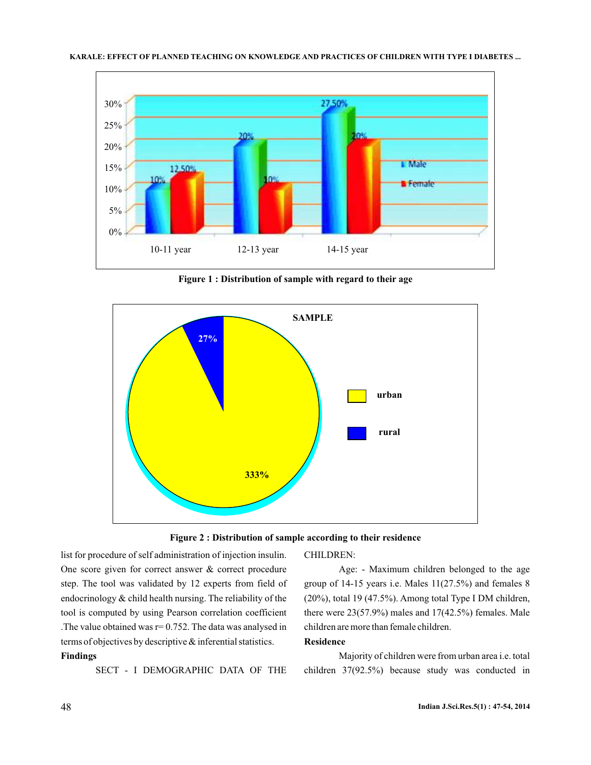Figure 1 : Distribution of sample with regard to their age

Figure 2 : Distribution of sample according to their residence

list for procedure of self administration of injection insulin. One score given for correct answer & correct procedure step. The tool was validated by 12 experts from field of endocrinology & child health nursing. The reliability of the tool is computed by using Pearson correlation coefficient .The value obtained was r= 0.752. The data was analysed in terms of objectives by descriptive & inferential statistics.

**Findings**

SECT - I DEMOGRAPHIC DATA OF THE CHILDREN:

Age: - Maximum children belonged to the age group of 14-15 years i.e. Males 11(27.5%) and females 8 (20%), total 19 (47.5%). Among total Type I DM children, there were 23(57.9%) males and 17(42.5%) females. Male children are more than female children.

**Residence**

Majority of children were from urban area i.e. total children 37(92.5%) because study was conducted in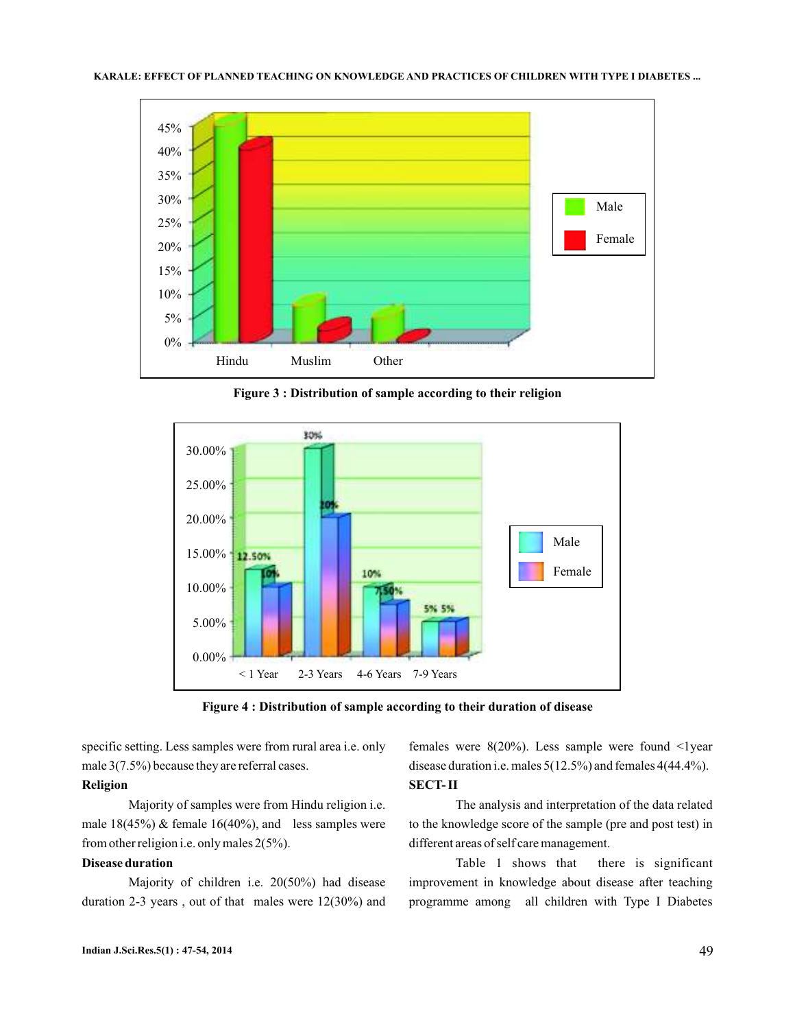Figure 3 : Distribution of sample according to their religion

Figure 4 : Distribution of sample according to their duration of disease

specific setting. Less samples were from rural area i.e. only male 3(7.5%) because they are referral cases.

**Religion**

Majority of samples were from Hindu religion i.e. male 18(45%) & female 16(40%), and less samples were from other religion i.e. only males 2(5%).

**Disease duration**

Majority of children i.e. 20(50%) had disease duration 2-3 years , out of that males were 12(30%) and females were 8(20%). Less sample were found <1year disease duration i.e. males 5(12.5%) and females 4(44.4%).

**SECT- II**

The analysis and interpretation of the data related to the knowledge score of the sample (pre and post test) in different areas of self care management.

Table 1 shows that there is significant improvement in knowledge about disease after teaching programme among all children with Type I Diabetes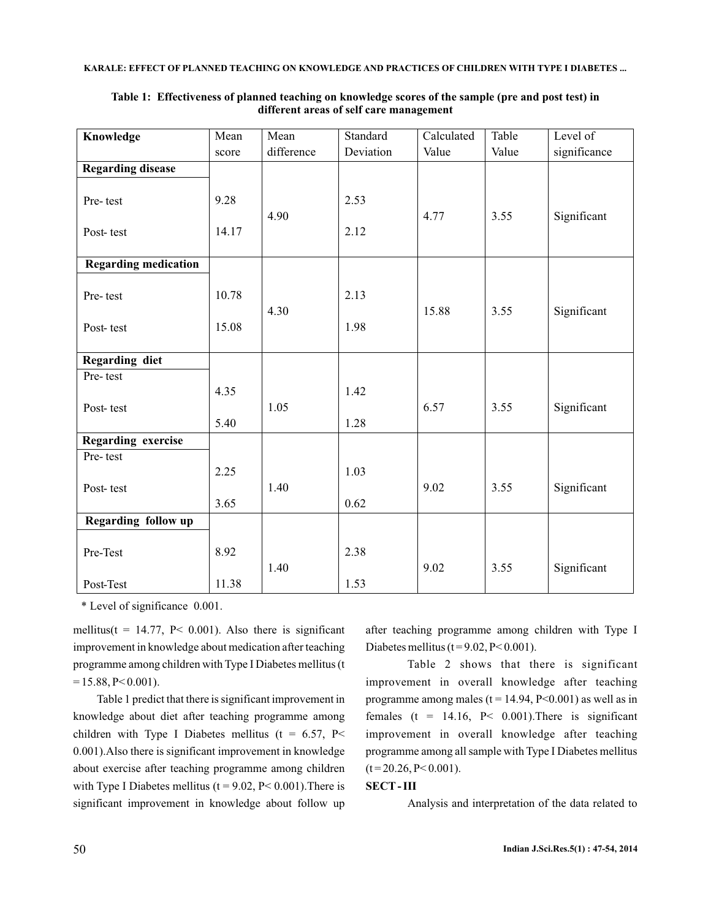**Table 1: Effectiveness of planned teaching on knowledge scores of the sample (pre and post test) in different areas of self care management**

| Knowledge | Mean score | Mean difference | Standard Deviation | Calculated Value | Table Value | Level of significance |
|---|---|---|---|---|---|---|
| **Regarding disease** | | | | | | |
| Pre- test | 9.28 | 4.90 | 2.53 | 4.77 | 3.55 | Significant |
| Post- test | 14.17 | | 2.12 | | | |
| **Regarding medication** | | | | | | |
| Pre- test | 10.78 | 4.30 | 2.13 | 15.88 | 3.55 | Significant |
| Post- test | 15.08 | | 1.98 | | | |
| **Regarding diet** | | | | | | |
| Pre- test | 4.35 | 1.05 | 1.42 | 6.57 | 3.55 | Significant |
| Post- test | 5.40 | | 1.28 | | | |
| **Regarding exercise** | | | | | | |
| Pre- test | 2.25 | 1.40 | 1.03 | 9.02 | 3.55 | Significant |
| Post- test | 3.65 | | 0.62 | | | |
| **Regarding follow up** | | | | | | |
| Pre-Test | 8.92 | 1.40 | 2.38 | 9.02 | 3.55 | Significant |
| Post-Test | 11.38 | | 1.53 | | | |

\* Level of significance 0.001.

mellitus($t = 14.77$, $P < 0.001$). Also there is significant improvement in knowledge about medication after teaching programme among children with Type I Diabetes mellitus ($t = 15.88$, $P < 0.001$).

Table 1 predict that there is significant improvement in knowledge about diet after teaching programme among children with Type I Diabetes mellitus ($t = 6.57$, $P < 0.001$). Also there is significant improvement in knowledge about exercise after teaching programme among children with Type I Diabetes mellitus ($t = 9.02$, $P < 0.001$). There is significant improvement in knowledge about follow up after teaching programme among children with Type I Diabetes mellitus ($t = 9.02$, $P < 0.001$).

Table 2 shows that there is significant improvement in overall knowledge after teaching programme among males ($t = 14.94$, $P<0.001$) as well as in females ($t = 14.16$, $P < 0.001$). There is significant improvement in overall knowledge after teaching programme among all sample with Type I Diabetes mellitus ($t = 20.26$, $P < 0.001$).

**SECT - III**

Analysis and interpretation of the data related to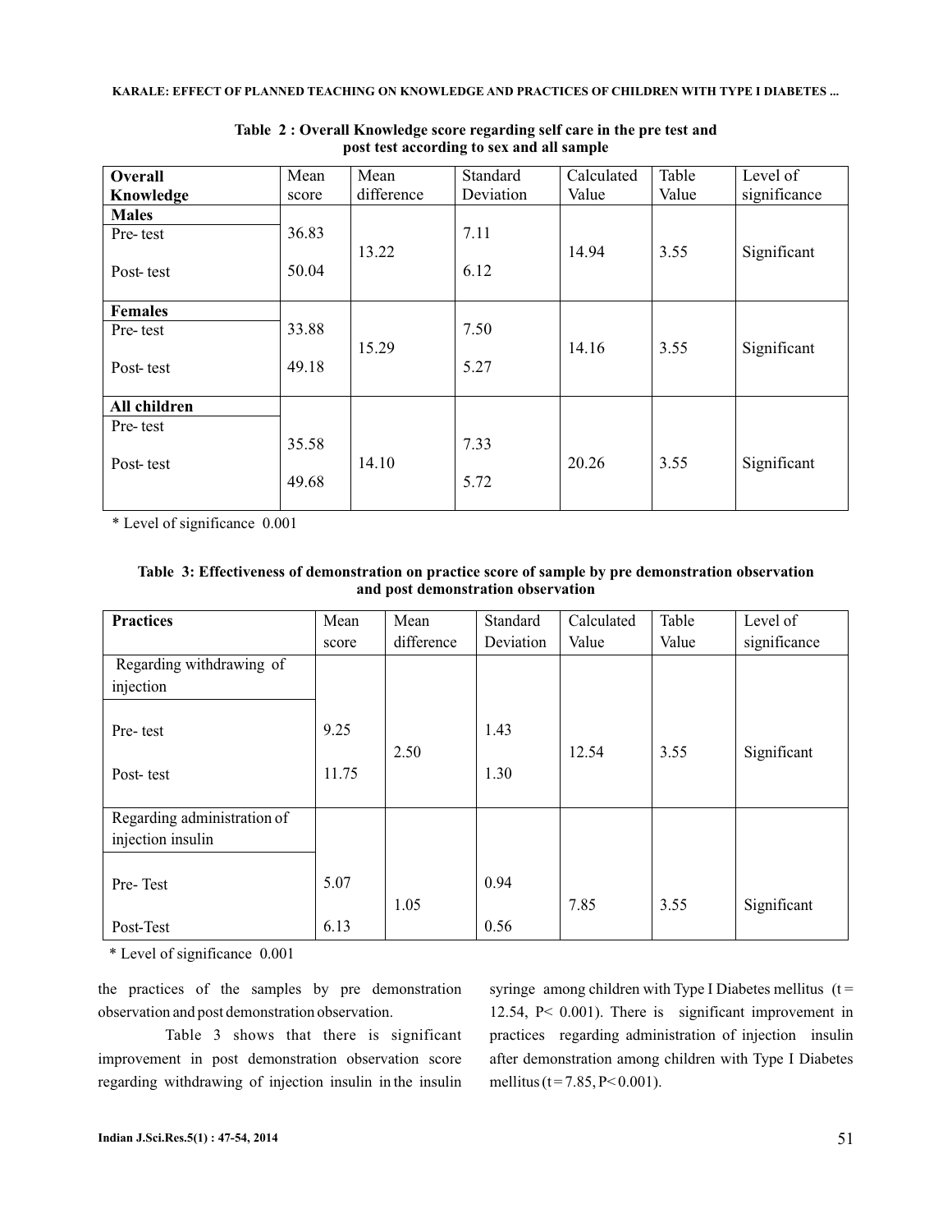**Table 2 : Overall Knowledge score regarding self care in the pre test and post test according to sex and all sample**

| Overall Knowledge | Mean score | Mean difference | Standard Deviation | Calculated Value | Table Value | Level of significance |
|---|---|---|---|---|---|---|
| **Males** | | | | | | |
| Pre- test | 36.83 | 13.22 | 7.11 | 14.94 | 3.55 | Significant |
| Post- test | 50.04 | | 6.12 | | | |
| **Females** | | | | | | |
| Pre- test | 33.88 | 15.29 | 7.50 | 14.16 | 3.55 | Significant |
| Post- test | 49.18 | | 5.27 | | | |
| **All children** | | | | | | |
| Pre- test | 35.58 | 14.10 | 7.33 | 20.26 | 3.55 | Significant |
| Post- test | 49.68 | | 5.72 | | | |

\* Level of significance 0.001

**Table 3: Effectiveness of demonstration on practice score of sample by pre demonstration observation and post demonstration observation**

| Practices | Mean score | Mean difference | Standard Deviation | Calculated Value | Table Value | Level of significance |
|---|---|---|---|---|---|---|
| Regarding withdrawing of injection | | | | | | |
| Pre- test | 9.25 | 2.50 | 1.43 | 12.54 | 3.55 | Significant |
| Post- test | 11.75 | | 1.30 | | | |
| Regarding administration of injection insulin | | | | | | |
| Pre- Test | 5.07 | 1.05 | 0.94 | 7.85 | 3.55 | Significant |
| Post-Test | 6.13 | | 0.56 | | | |

\* Level of significance 0.001

the practices of the samples by pre demonstration observation and post demonstration observation.

Table 3 shows that there is significant improvement in post demonstration observation score regarding withdrawing of injection insulin in the insulin syringe among children with Type I Diabetes mellitus ($t = 12.54$, $P < 0.001$). There is significant improvement in practices regarding administration of injection insulin after demonstration among children with Type I Diabetes mellitus ($t = 7.85$, $P < 0.001$).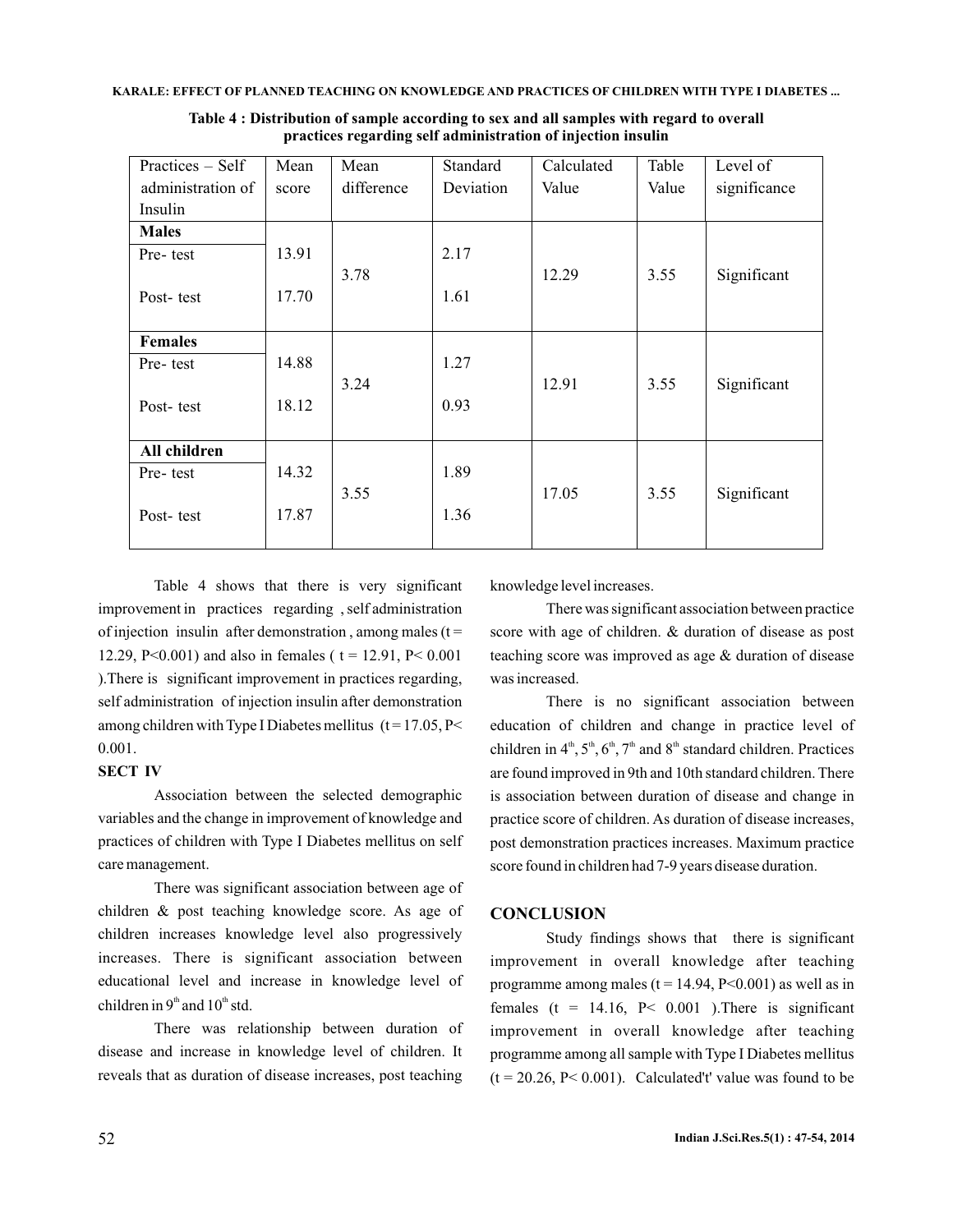**Table 4 : Distribution of sample according to sex and all samples with regard to overall practices regarding self administration of injection insulin**

| Practices – Self administration of Insulin | Mean score | Mean difference | Standard Deviation | Calculated Value | Table Value | Level of significance |
|---|---|---|---|---|---|---|
| **Males** | | | | | | |
| Pre- test | 13.91 | 3.78 | 2.17 | 12.29 | 3.55 | Significant |
| Post- test | 17.70 | | 1.61 | | | |
| **Females** | | | | | | |
| Pre- test | 14.88 | 3.24 | 1.27 | 12.91 | 3.55 | Significant |
| Post- test | 18.12 | | 0.93 | | | |
| **All children** | | | | | | |
| Pre- test | 14.32 | 3.55 | 1.89 | 17.05 | 3.55 | Significant |
| Post- test | 17.87 | | 1.36 | | | |

Table 4 shows that there is very significant improvement in practices regarding , self administration of injection insulin after demonstration , among males ($t = 12.29$, $P<0.001$) and also in females ( $t = 12.91$, $P< 0.001$ ).There is significant improvement in practices regarding, self administration of injection insulin after demonstration among children with Type I Diabetes mellitus ($t = 17.05$, $P< 0.001$.

**SECT IV**

Association between the selected demographic variables and the change in improvement of knowledge and practices of children with Type I Diabetes mellitus on self care management.

There was significant association between age of children & post teaching knowledge score. As age of children increases knowledge level also progressively increases. There is significant association between educational level and increase in knowledge level of children in 9$^{th}$ and 10$^{th}$ std.

There was relationship between duration of disease and increase in knowledge level of children. It reveals that as duration of disease increases, post teaching knowledge level increases.

There was significant association between practice score with age of children. & duration of disease as post teaching score was improved as age & duration of disease was increased.

There is no significant association between education of children and change in practice level of children in 4$^{th}$, 5$^{th}$, 6$^{th}$, 7$^{th}$ and 8$^{th}$ standard children. Practices are found improved in 9th and 10th standard children. There is association between duration of disease and change in practice score of children. As duration of disease increases, post demonstration practices increases. Maximum practice score found in children had 7-9 years disease duration.

## CONCLUSION

Study findings shows that there is significant improvement in overall knowledge after teaching programme among males ($t = 14.94$, $P<0.001$) as well as in females ($t = 14.16$, $P< 0.001$ ).There is significant improvement in overall knowledge after teaching programme among all sample with Type I Diabetes mellitus ($t = 20.26$, $P< 0.001$). Calculated't' value was found to be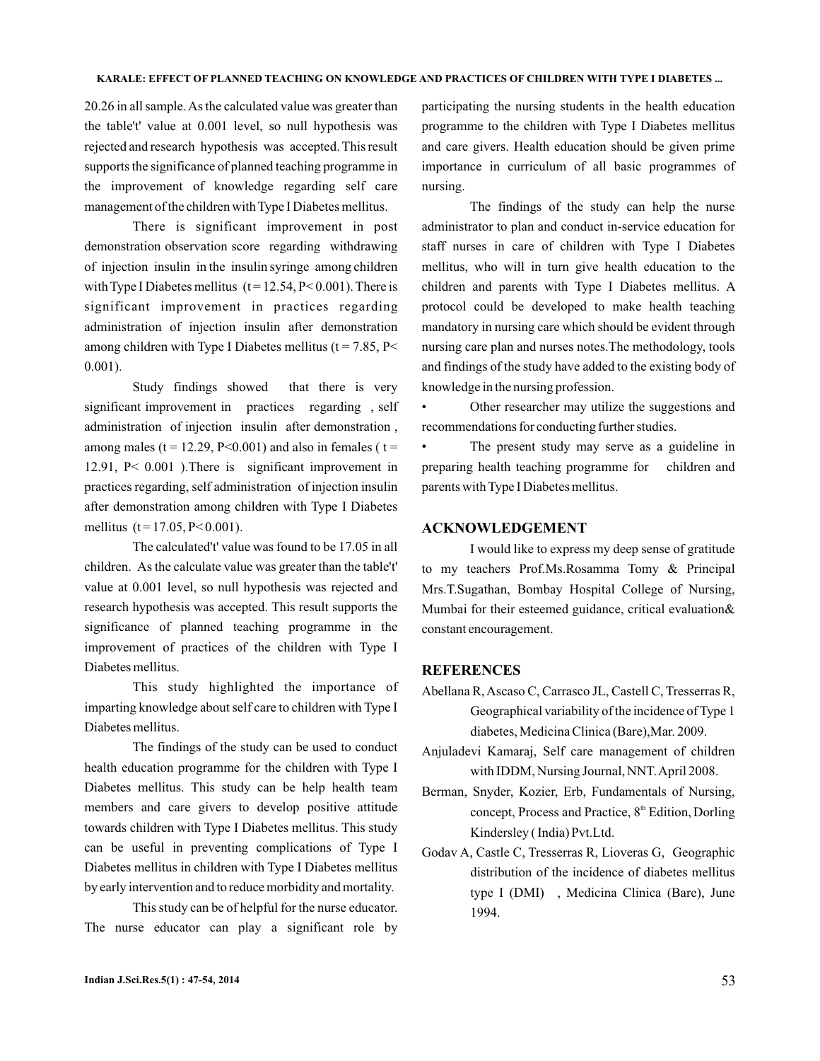20.26 in all sample. As the calculated value was greater than the table't' value at 0.001 level, so null hypothesis was rejected and research hypothesis was accepted. This result supports the significance of planned teaching programme in the improvement of knowledge regarding self care management of the children with Type I Diabetes mellitus.

There is significant improvement in post demonstration observation score regarding withdrawing of injection insulin in the insulin syringe among children with Type I Diabetes mellitus ($t = 12.54$, $P < 0.001$). There is significant improvement in practices regarding administration of injection insulin after demonstration among children with Type I Diabetes mellitus ($t = 7.85$, $P < 0.001$).

Study findings showed that there is very significant improvement in practices regarding , self administration of injection insulin after demonstration , among males ($t = 12.29$, $P<0.001$) and also in females ( $t = 12.91$, $P < 0.001$ ).There is significant improvement in practices regarding, self administration of injection insulin after demonstration among children with Type I Diabetes mellitus ($t = 17.05$, $P < 0.001$).

The calculated't' value was found to be 17.05 in all children. As the calculate value was greater than the table't' value at 0.001 level, so null hypothesis was rejected and research hypothesis was accepted. This result supports the significance of planned teaching programme in the improvement of practices of the children with Type I Diabetes mellitus.

This study highlighted the importance of imparting knowledge about self care to children with Type I Diabetes mellitus.

The findings of the study can be used to conduct health education programme for the children with Type I Diabetes mellitus. This study can be help health team members and care givers to develop positive attitude towards children with Type I Diabetes mellitus. This study can be useful in preventing complications of Type I Diabetes mellitus in children with Type I Diabetes mellitus by early intervention and to reduce morbidity and mortality.

This study can be of helpful for the nurse educator. The nurse educator can play a significant role by participating the nursing students in the health education programme to the children with Type I Diabetes mellitus and care givers. Health education should be given prime importance in curriculum of all basic programmes of nursing.

The findings of the study can help the nurse administrator to plan and conduct in-service education for staff nurses in care of children with Type I Diabetes mellitus, who will in turn give health education to the children and parents with Type I Diabetes mellitus. A protocol could be developed to make health teaching mandatory in nursing care which should be evident through nursing care plan and nurses notes.The methodology, tools and findings of the study have added to the existing body of knowledge in the nursing profession.

- Other researcher may utilize the suggestions and recommendations for conducting further studies.
- The present study may serve as a guideline in preparing health teaching programme for children and parents with Type I Diabetes mellitus.

## ACKNOWLEDGEMENT

I would like to express my deep sense of gratitude to my teachers Prof.Ms.Rosamma Tomy & Principal Mrs.T.Sugathan, Bombay Hospital College of Nursing, Mumbai for their esteemed guidance, critical evaluation& constant encouragement.

## REFERENCES

Abellana R, Ascaso C, Carrasco JL, Castell C, Tresserras R, Geographical variability of the incidence of Type 1 diabetes, Medicina Clinica (Bare),Mar. 2009.

Anjuladevi Kamaraj, Self care management of children with IDDM, Nursing Journal, NNT. April 2008.

Berman, Snyder, Kozier, Erb, Fundamentals of Nursing, concept, Process and Practice, 8th Edition, Dorling Kindersley ( India) Pvt.Ltd.

Godav A, Castle C, Tresserras R, Lioveras G, Geographic distribution of the incidence of diabetes mellitus type I (DMI) , Medicina Clinica (Bare), June 1994.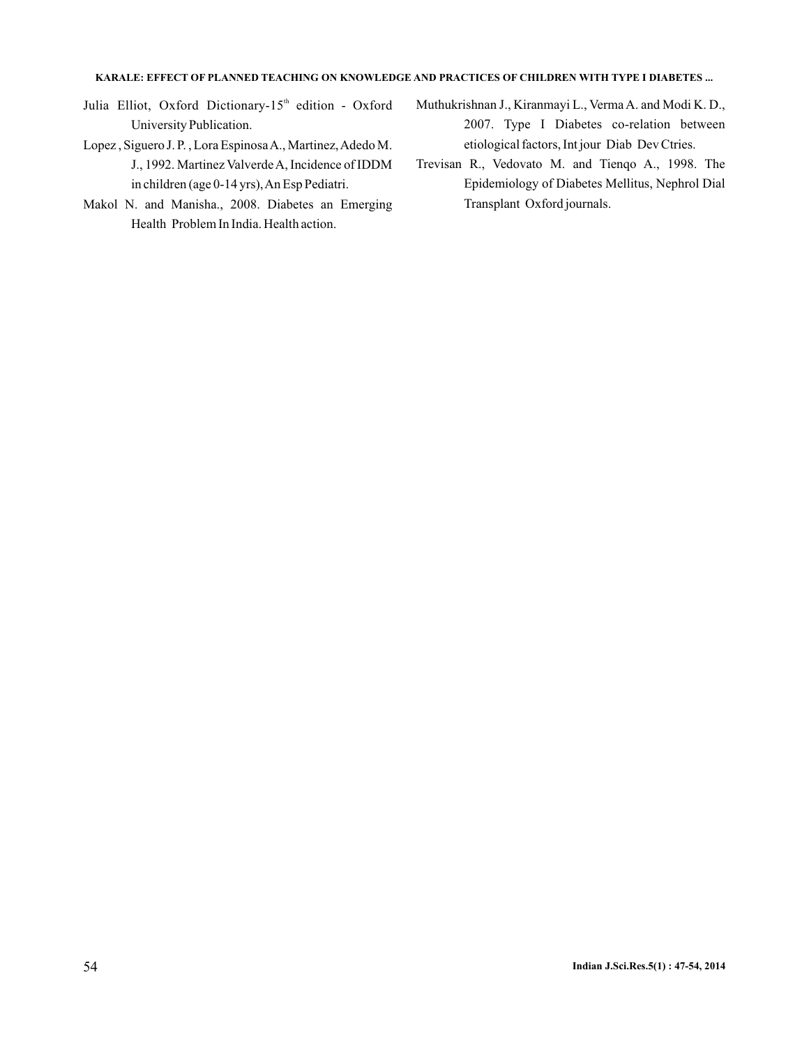Julia Elliot, Oxford Dictionary-15th edition - Oxford University Publication.

Lopez , Siguero J. P. , Lora Espinosa A., Martinez, Adedo M. J., 1992. Martinez Valverde A, Incidence of IDDM in children (age 0-14 yrs), An Esp Pediatri.

Makol N. and Manisha., 2008. Diabetes an Emerging Health Problem In India. Health action.

Muthukrishnan J., Kiranmayi L., Verma A. and Modi K. D., 2007. Type I Diabetes co-relation between etiological factors, Int jour Diab Dev Ctries.

Trevisan R., Vedovato M. and Tienqo A., 1998. The Epidemiology of Diabetes Mellitus, Nephrol Dial Transplant Oxford journals.